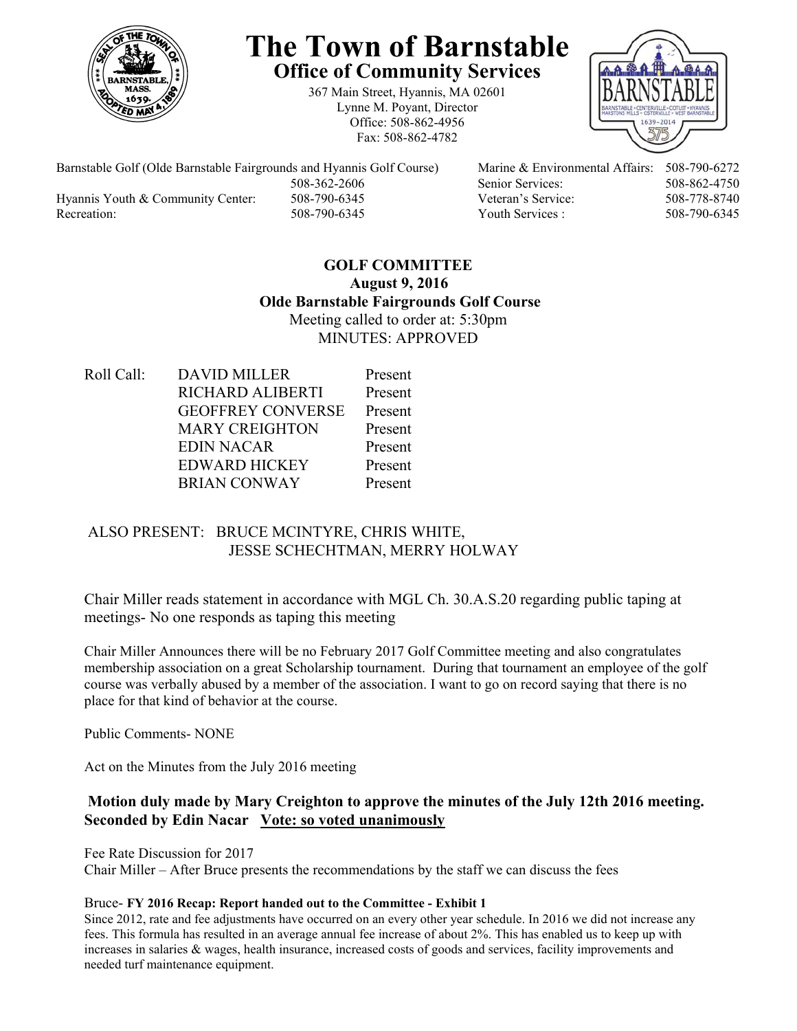# The Town of Barnstable

## Office of Community Services

367 Main Street, Hyannis, MA 02601
Lynne M. Poyant, Director
Office: 508-862-4956
Fax: 508-862-4782

| | | | |
|---|---|---|---|
| Barnstable Golf (Olde Barnstable Fairgrounds and Hyannis Golf Course) | 508-362-2606 | Marine & Environmental Affairs: | 508-790-6272 |
| | | Senior Services: | 508-862-4750 |
| Hyannis Youth & Community Center: | 508-790-6345 | Veteran's Service: | 508-778-8740 |
| Recreation: | 508-790-6345 | Youth Services : | 508-790-6345 |

**GOLF COMMITTEE**
**August 9, 2016**
**Olde Barnstable Fairgrounds Golf Course**
Meeting called to order at: 5:30pm
MINUTES: APPROVED

| Roll Call: | | |
|---|---|---|
| | DAVID MILLER | Present |
| | RICHARD ALIBERTI | Present |
| | GEOFFREY CONVERSE | Present |
| | MARY CREIGHTON | Present |
| | EDIN NACAR | Present |
| | EDWARD HICKEY | Present |
| | BRIAN CONWAY | Present |

ALSO PRESENT: BRUCE MCINTYRE, CHRIS WHITE, JESSE SCHECHTMAN, MERRY HOLWAY

Chair Miller reads statement in accordance with MGL Ch. 30.A.S.20 regarding public taping at meetings- No one responds as taping this meeting

Chair Miller Announces there will be no February 2017 Golf Committee meeting and also congratulates membership association on a great Scholarship tournament. During that tournament an employee of the golf course was verbally abused by a member of the association. I want to go on record saying that there is no place for that kind of behavior at the course.

Public Comments- NONE

Act on the Minutes from the July 2016 meeting

**Motion duly made by Mary Creighton to approve the minutes of the July 12th 2016 meeting. Seconded by Edin Nacar <u>Vote: so voted unanimously</u>**

Fee Rate Discussion for 2017
Chair Miller – After Bruce presents the recommendations by the staff we can discuss the fees

Bruce- **FY 2016 Recap: Report handed out to the Committee - Exhibit 1**
Since 2012, rate and fee adjustments have occurred on an every other year schedule. In 2016 we did not increase any fees. This formula has resulted in an average annual fee increase of about 2%. This has enabled us to keep up with increases in salaries & wages, health insurance, increased costs of goods and services, facility improvements and needed turf maintenance equipment.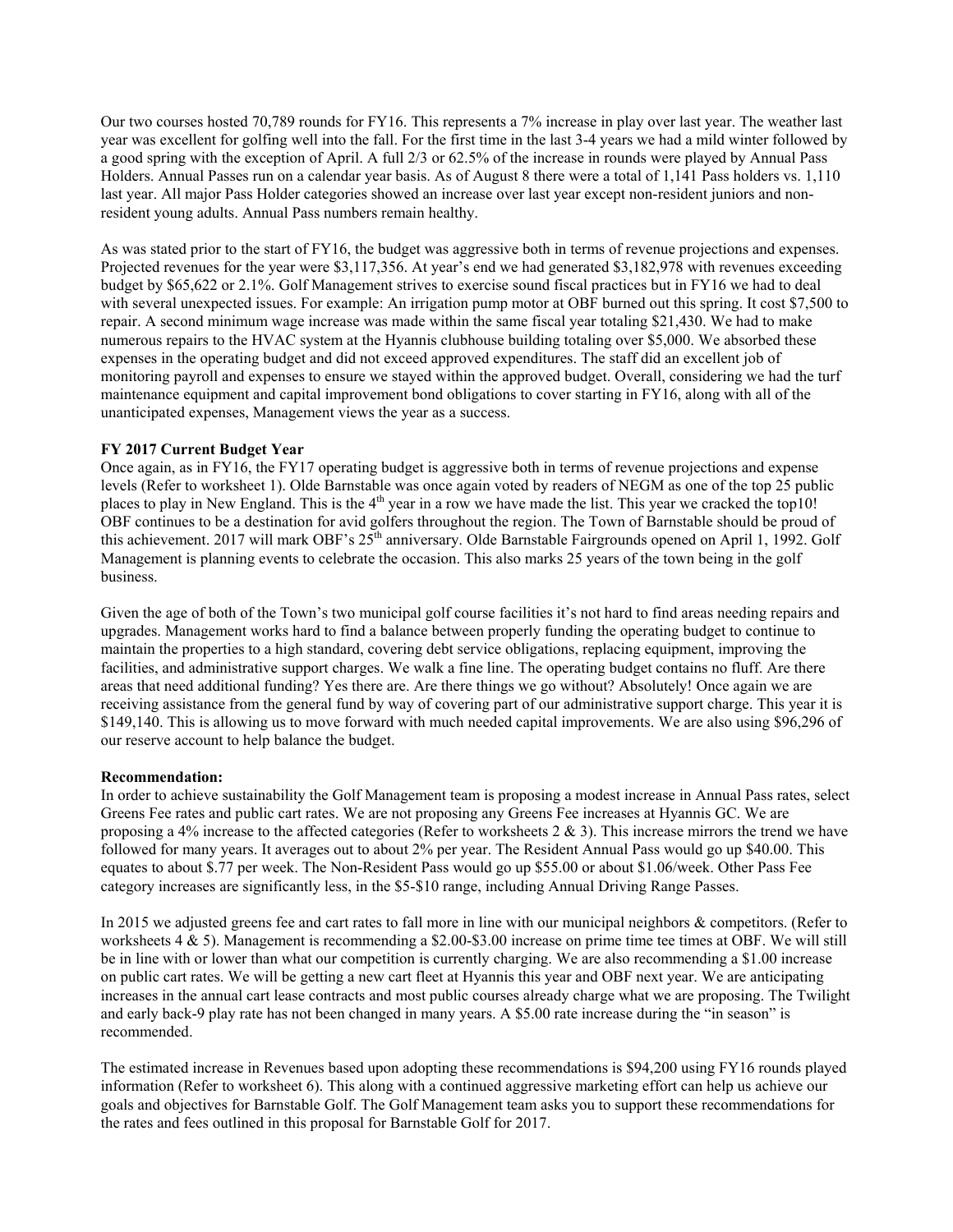Our two courses hosted 70,789 rounds for FY16. This represents a 7% increase in play over last year. The weather last year was excellent for golfing well into the fall. For the first time in the last 3-4 years we had a mild winter followed by a good spring with the exception of April. A full 2/3 or 62.5% of the increase in rounds were played by Annual Pass Holders. Annual Passes run on a calendar year basis. As of August 8 there were a total of 1,141 Pass holders vs. 1,110 last year. All major Pass Holder categories showed an increase over last year except non-resident juniors and non-resident young adults. Annual Pass numbers remain healthy.

As was stated prior to the start of FY16, the budget was aggressive both in terms of revenue projections and expenses. Projected revenues for the year were $3,117,356. At year's end we had generated $3,182,978 with revenues exceeding budget by $65,622 or 2.1%. Golf Management strives to exercise sound fiscal practices but in FY16 we had to deal with several unexpected issues. For example: An irrigation pump motor at OBF burned out this spring. It cost $7,500 to repair. A second minimum wage increase was made within the same fiscal year totaling $21,430. We had to make numerous repairs to the HVAC system at the Hyannis clubhouse building totaling over $5,000. We absorbed these expenses in the operating budget and did not exceed approved expenditures. The staff did an excellent job of monitoring payroll and expenses to ensure we stayed within the approved budget. Overall, considering we had the turf maintenance equipment and capital improvement bond obligations to cover starting in FY16, along with all of the unanticipated expenses, Management views the year as a success.

**FY 2017 Current Budget Year**

Once again, as in FY16, the FY17 operating budget is aggressive both in terms of revenue projections and expense levels (Refer to worksheet 1). Olde Barnstable was once again voted by readers of NEGM as one of the top 25 public places to play in New England. This is the 4th year in a row we have made the list. This year we cracked the top10! OBF continues to be a destination for avid golfers throughout the region. The Town of Barnstable should be proud of this achievement. 2017 will mark OBF's 25th anniversary. Olde Barnstable Fairgrounds opened on April 1, 1992. Golf Management is planning events to celebrate the occasion. This also marks 25 years of the town being in the golf business.

Given the age of both of the Town's two municipal golf course facilities it's not hard to find areas needing repairs and upgrades. Management works hard to find a balance between properly funding the operating budget to continue to maintain the properties to a high standard, covering debt service obligations, replacing equipment, improving the facilities, and administrative support charges. We walk a fine line. The operating budget contains no fluff. Are there areas that need additional funding? Yes there are. Are there things we go without? Absolutely! Once again we are receiving assistance from the general fund by way of covering part of our administrative support charge. This year it is $149,140. This is allowing us to move forward with much needed capital improvements. We are also using $96,296 of our reserve account to help balance the budget.

**Recommendation:**

In order to achieve sustainability the Golf Management team is proposing a modest increase in Annual Pass rates, select Greens Fee rates and public cart rates. We are not proposing any Greens Fee increases at Hyannis GC. We are proposing a 4% increase to the affected categories (Refer to worksheets 2 & 3). This increase mirrors the trend we have followed for many years. It averages out to about 2% per year. The Resident Annual Pass would go up $40.00. This equates to about $.77 per week. The Non-Resident Pass would go up $55.00 or about $1.06/week. Other Pass Fee category increases are significantly less, in the $5-$10 range, including Annual Driving Range Passes.

In 2015 we adjusted greens fee and cart rates to fall more in line with our municipal neighbors & competitors. (Refer to worksheets 4 & 5). Management is recommending a $2.00-$3.00 increase on prime time tee times at OBF. We will still be in line with or lower than what our competition is currently charging. We are also recommending a $1.00 increase on public cart rates. We will be getting a new cart fleet at Hyannis this year and OBF next year. We are anticipating increases in the annual cart lease contracts and most public courses already charge what we are proposing. The Twilight and early back-9 play rate has not been changed in many years. A $5.00 rate increase during the "in season" is recommended.

The estimated increase in Revenues based upon adopting these recommendations is $94,200 using FY16 rounds played information (Refer to worksheet 6). This along with a continued aggressive marketing effort can help us achieve our goals and objectives for Barnstable Golf. The Golf Management team asks you to support these recommendations for the rates and fees outlined in this proposal for Barnstable Golf for 2017.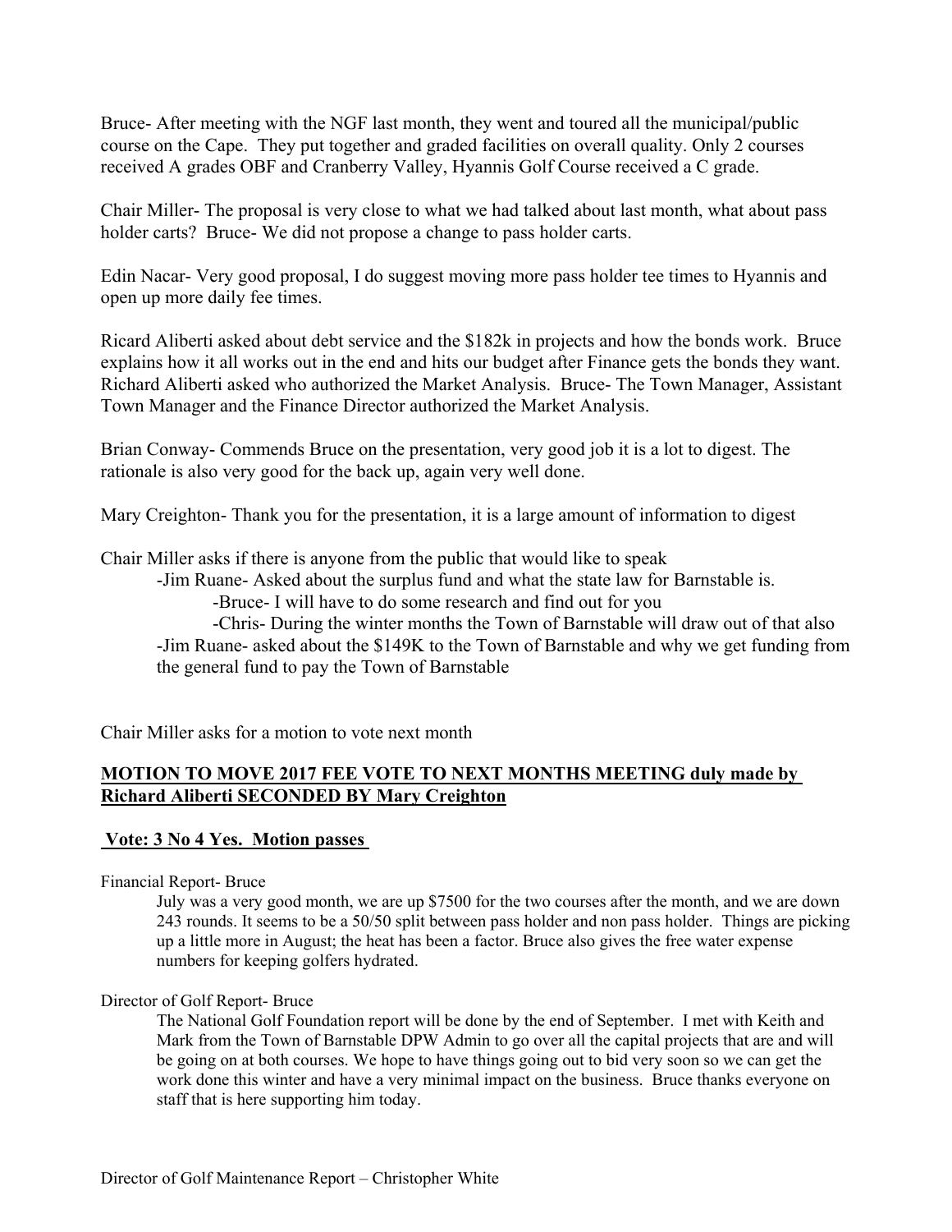Bruce- After meeting with the NGF last month, they went and toured all the municipal/public course on the Cape. They put together and graded facilities on overall quality. Only 2 courses received A grades OBF and Cranberry Valley, Hyannis Golf Course received a C grade.

Chair Miller- The proposal is very close to what we had talked about last month, what about pass holder carts? Bruce- We did not propose a change to pass holder carts.

Edin Nacar- Very good proposal, I do suggest moving more pass holder tee times to Hyannis and open up more daily fee times.

Ricard Aliberti asked about debt service and the $182k in projects and how the bonds work. Bruce explains how it all works out in the end and hits our budget after Finance gets the bonds they want. Richard Aliberti asked who authorized the Market Analysis. Bruce- The Town Manager, Assistant Town Manager and the Finance Director authorized the Market Analysis.

Brian Conway- Commends Bruce on the presentation, very good job it is a lot to digest. The rationale is also very good for the back up, again very well done.

Mary Creighton- Thank you for the presentation, it is a large amount of information to digest

Chair Miller asks if there is anyone from the public that would like to speak

- Jim Ruane- Asked about the surplus fund and what the state law for Barnstable is.
  - Bruce- I will have to do some research and find out for you
  - Chris- During the winter months the Town of Barnstable will draw out of that also
- Jim Ruane- asked about the $149K to the Town of Barnstable and why we get funding from the general fund to pay the Town of Barnstable

Chair Miller asks for a motion to vote next month

**MOTION TO MOVE 2017 FEE VOTE TO NEXT MONTHS MEETING duly made by Richard Aliberti SECONDED BY Mary Creighton**

**Vote: 3 No 4 Yes. Motion passes**

Financial Report- Bruce

July was a very good month, we are up $7500 for the two courses after the month, and we are down 243 rounds. It seems to be a 50/50 split between pass holder and non pass holder. Things are picking up a little more in August; the heat has been a factor. Bruce also gives the free water expense numbers for keeping golfers hydrated.

Director of Golf Report- Bruce

The National Golf Foundation report will be done by the end of September. I met with Keith and Mark from the Town of Barnstable DPW Admin to go over all the capital projects that are and will be going on at both courses. We hope to have things going out to bid very soon so we can get the work done this winter and have a very minimal impact on the business. Bruce thanks everyone on staff that is here supporting him today.

Director of Golf Maintenance Report – Christopher White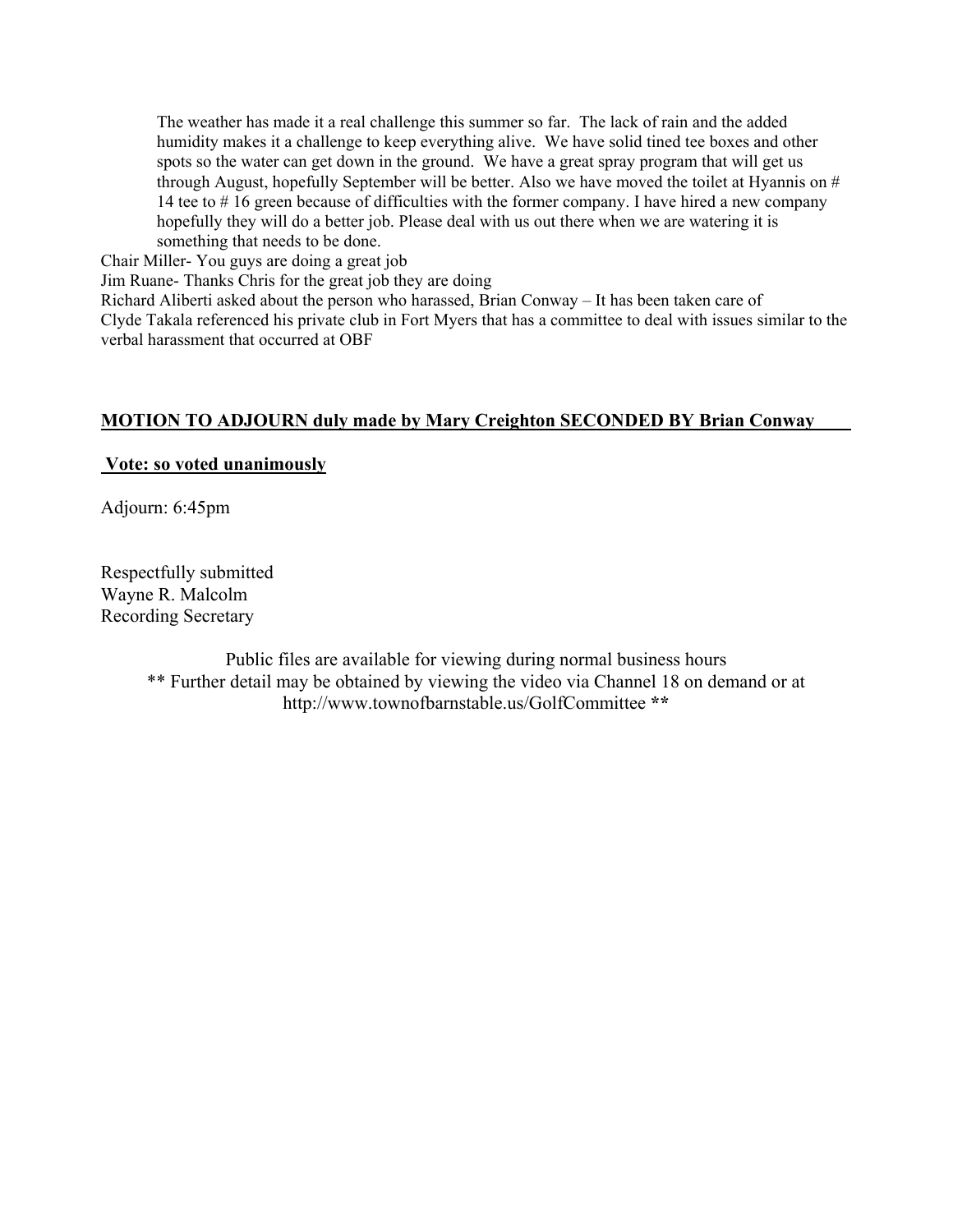The weather has made it a real challenge this summer so far. The lack of rain and the added humidity makes it a challenge to keep everything alive. We have solid tined tee boxes and other spots so the water can get down in the ground. We have a great spray program that will get us through August, hopefully September will be better. Also we have moved the toilet at Hyannis on # 14 tee to # 16 green because of difficulties with the former company. I have hired a new company hopefully they will do a better job. Please deal with us out there when we are watering it is something that needs to be done.

Chair Miller- You guys are doing a great job
Jim Ruane- Thanks Chris for the great job they are doing
Richard Aliberti asked about the person who harassed, Brian Conway – It has been taken care of
Clyde Takala referenced his private club in Fort Myers that has a committee to deal with issues similar to the verbal harassment that occurred at OBF

**MOTION TO ADJOURN duly made by Mary Creighton SECONDED BY Brian Conway**

**Vote: so voted unanimously**

Adjourn: 6:45pm

Respectfully submitted
Wayne R. Malcolm
Recording Secretary

Public files are available for viewing during normal business hours
** Further detail may be obtained by viewing the video via Channel 18 on demand or at http://www.townofbarnstable.us/GolfCommittee **